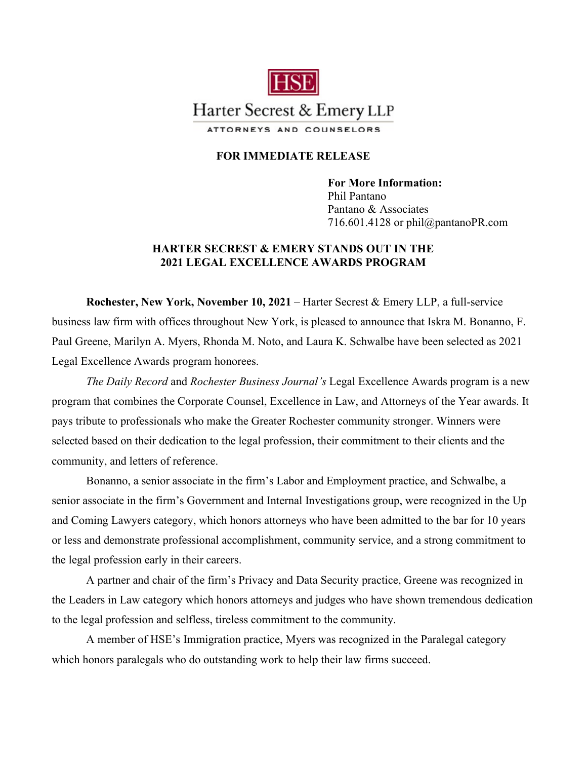HSE

Harter Secrest & Emery LLP

ATTORNEYS AND COUNSELORS

**FOR IMMEDIATE RELEASE**

**For More Information:**
Phil Pantano
Pantano & Associates
716.601.4128 or phil@pantanoPR.com

## HARTER SECREST & EMERY STANDS OUT IN THE 2021 LEGAL EXCELLENCE AWARDS PROGRAM

**Rochester, New York, November 10, 2021** – Harter Secrest & Emery LLP, a full-service business law firm with offices throughout New York, is pleased to announce that Iskra M. Bonanno, F. Paul Greene, Marilyn A. Myers, Rhonda M. Noto, and Laura K. Schwalbe have been selected as 2021 Legal Excellence Awards program honorees.

*The Daily Record* and *Rochester Business Journal's* Legal Excellence Awards program is a new program that combines the Corporate Counsel, Excellence in Law, and Attorneys of the Year awards. It pays tribute to professionals who make the Greater Rochester community stronger. Winners were selected based on their dedication to the legal profession, their commitment to their clients and the community, and letters of reference.

Bonanno, a senior associate in the firm's Labor and Employment practice, and Schwalbe, a senior associate in the firm's Government and Internal Investigations group, were recognized in the Up and Coming Lawyers category, which honors attorneys who have been admitted to the bar for 10 years or less and demonstrate professional accomplishment, community service, and a strong commitment to the legal profession early in their careers.

A partner and chair of the firm's Privacy and Data Security practice, Greene was recognized in the Leaders in Law category which honors attorneys and judges who have shown tremendous dedication to the legal profession and selfless, tireless commitment to the community.

A member of HSE's Immigration practice, Myers was recognized in the Paralegal category which honors paralegals who do outstanding work to help their law firms succeed.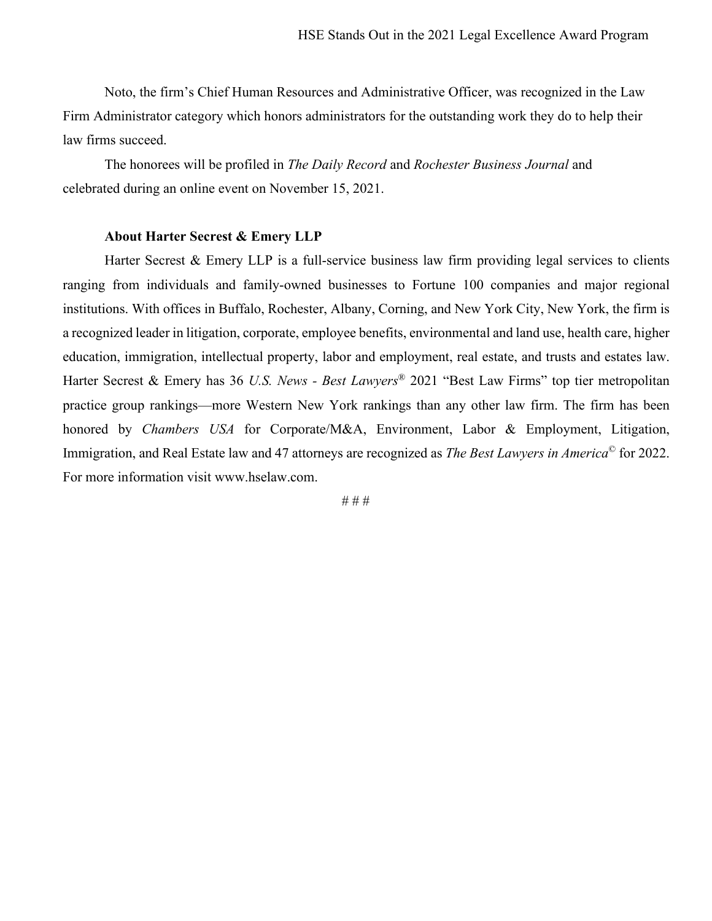Noto, the firm's Chief Human Resources and Administrative Officer, was recognized in the Law Firm Administrator category which honors administrators for the outstanding work they do to help their law firms succeed.

The honorees will be profiled in *The Daily Record* and *Rochester Business Journal* and celebrated during an online event on November 15, 2021.

**About Harter Secrest & Emery LLP**

Harter Secrest & Emery LLP is a full-service business law firm providing legal services to clients ranging from individuals and family-owned businesses to Fortune 100 companies and major regional institutions. With offices in Buffalo, Rochester, Albany, Corning, and New York City, New York, the firm is a recognized leader in litigation, corporate, employee benefits, environmental and land use, health care, higher education, immigration, intellectual property, labor and employment, real estate, and trusts and estates law. Harter Secrest & Emery has 36 *U.S. News - Best Lawyers®* 2021 "Best Law Firms" top tier metropolitan practice group rankings—more Western New York rankings than any other law firm. The firm has been honored by *Chambers USA* for Corporate/M&A, Environment, Labor & Employment, Litigation, Immigration, and Real Estate law and 47 attorneys are recognized as *The Best Lawyers in America©* for 2022. For more information visit www.hselaw.com.

# # #